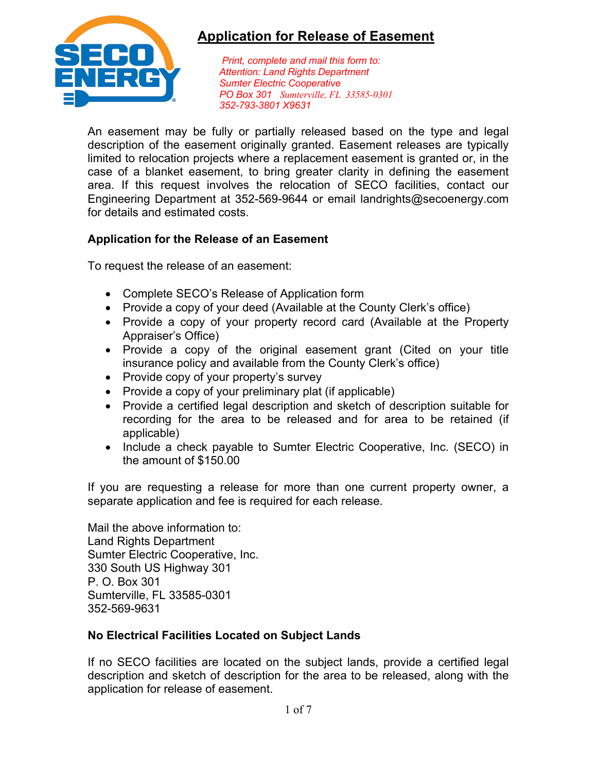# Application for Release of Easement

*Print, complete and mail this form to:*
*Attention: Land Rights Department*
*Sumter Electric Cooperative*
*PO Box 301 Sumterville, FL 33585-0301*
*352-793-3801 X9631*

An easement may be fully or partially released based on the type and legal description of the easement originally granted. Easement releases are typically limited to relocation projects where a replacement easement is granted or, in the case of a blanket easement, to bring greater clarity in defining the easement area. If this request involves the relocation of SECO facilities, contact our Engineering Department at 352-569-9644 or email landrights@secoenergy.com for details and estimated costs.

**Application for the Release of an Easement**

To request the release of an easement:

- Complete SECO's Release of Application form
- Provide a copy of your deed (Available at the County Clerk's office)
- Provide a copy of your property record card (Available at the Property Appraiser's Office)
- Provide a copy of the original easement grant (Cited on your title insurance policy and available from the County Clerk's office)
- Provide copy of your property's survey
- Provide a copy of your preliminary plat (if applicable)
- Provide a certified legal description and sketch of description suitable for recording for the area to be released and for area to be retained (if applicable)
- Include a check payable to Sumter Electric Cooperative, Inc. (SECO) in the amount of $150.00

If you are requesting a release for more than one current property owner, a separate application and fee is required for each release.

Mail the above information to:
Land Rights Department
Sumter Electric Cooperative, Inc.
330 South US Highway 301
P. O. Box 301
Sumterville, FL 33585-0301
352-569-9631

**No Electrical Facilities Located on Subject Lands**

If no SECO facilities are located on the subject lands, provide a certified legal description and sketch of description for the area to be released, along with the application for release of easement.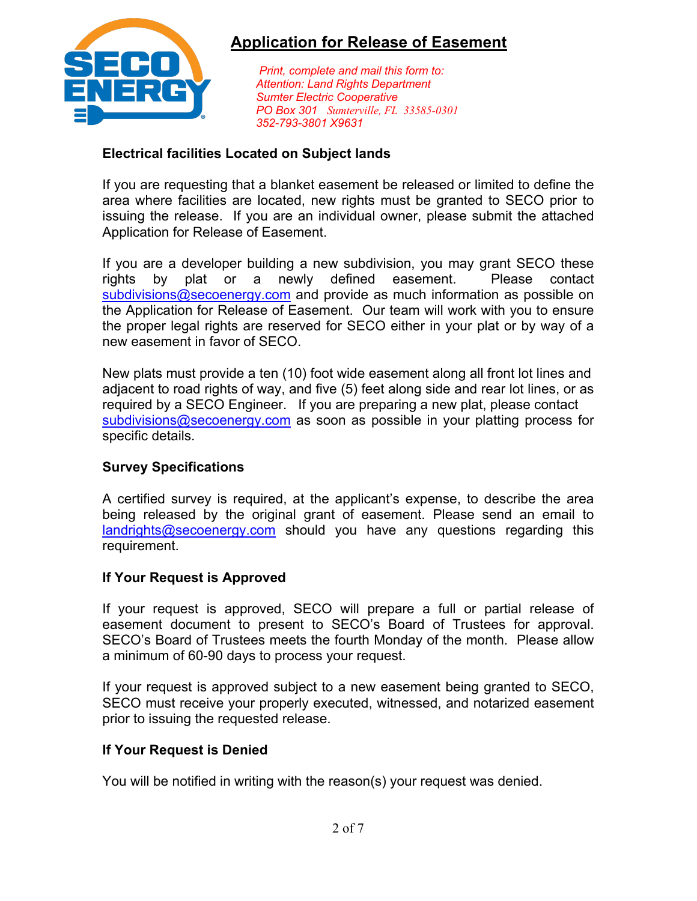# Application for Release of Easement

*Print, complete and mail this form to:*
*Attention: Land Rights Department*
*Sumter Electric Cooperative*
*PO Box 301 Sumterville, FL 33585-0301*
*352-793-3801 X9631*

**Electrical facilities Located on Subject lands**

If you are requesting that a blanket easement be released or limited to define the area where facilities are located, new rights must be granted to SECO prior to issuing the release. If you are an individual owner, please submit the attached Application for Release of Easement.

If you are a developer building a new subdivision, you may grant SECO these rights by plat or a newly defined easement. Please contact subdivisions@secoenergy.com and provide as much information as possible on the Application for Release of Easement. Our team will work with you to ensure the proper legal rights are reserved for SECO either in your plat or by way of a new easement in favor of SECO.

New plats must provide a ten (10) foot wide easement along all front lot lines and adjacent to road rights of way, and five (5) feet along side and rear lot lines, or as required by a SECO Engineer. If you are preparing a new plat, please contact subdivisions@secoenergy.com as soon as possible in your platting process for specific details.

**Survey Specifications**

A certified survey is required, at the applicant's expense, to describe the area being released by the original grant of easement. Please send an email to landrights@secoenergy.com should you have any questions regarding this requirement.

**If Your Request is Approved**

If your request is approved, SECO will prepare a full or partial release of easement document to present to SECO's Board of Trustees for approval. SECO's Board of Trustees meets the fourth Monday of the month. Please allow a minimum of 60-90 days to process your request.

If your request is approved subject to a new easement being granted to SECO, SECO must receive your properly executed, witnessed, and notarized easement prior to issuing the requested release.

**If Your Request is Denied**

You will be notified in writing with the reason(s) your request was denied.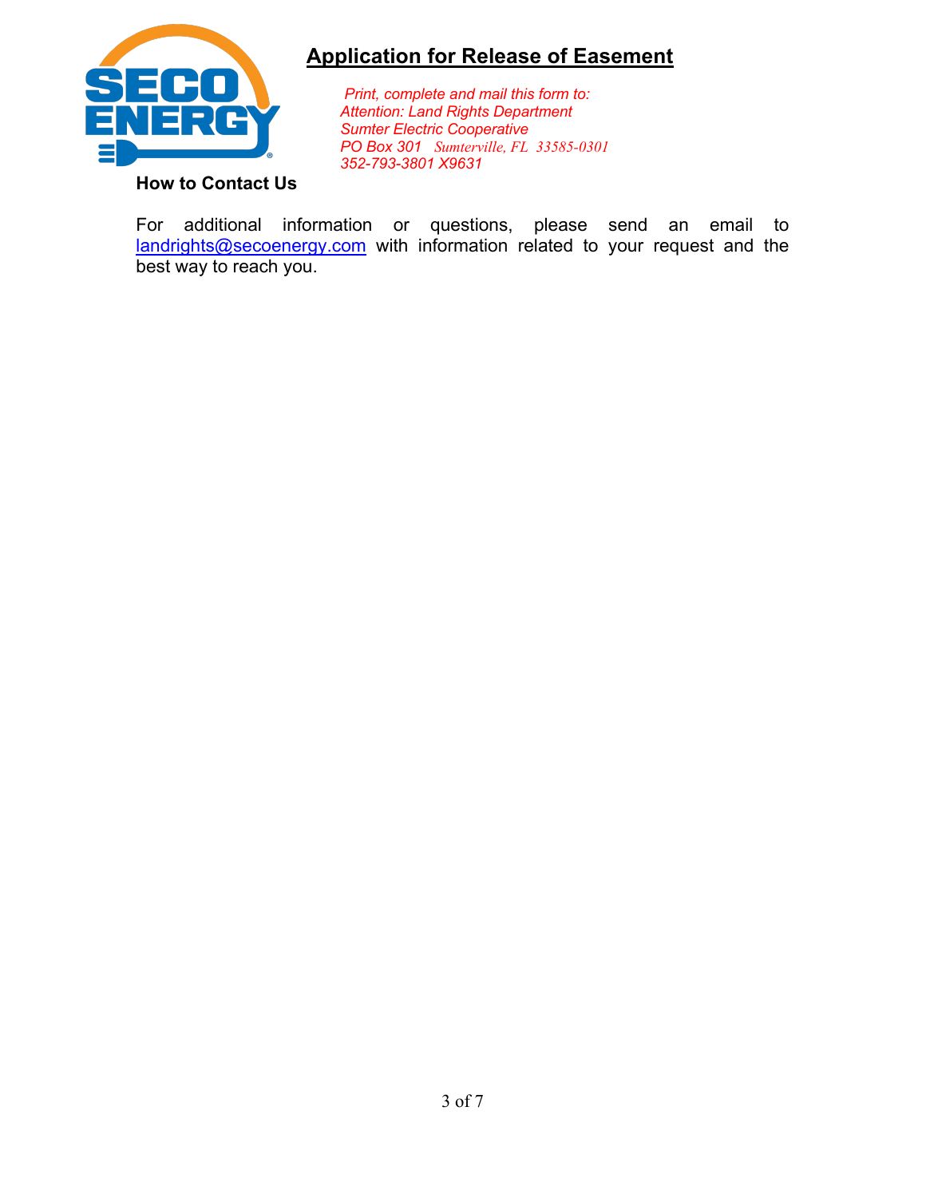# Application for Release of Easement

*Print, complete and mail this form to:*
*Attention: Land Rights Department*
*Sumter Electric Cooperative*
*PO Box 301 Sumterville, FL 33585-0301*
*352-793-3801 X9631*

**How to Contact Us**

For additional information or questions, please send an email to landrights@secoenergy.com with information related to your request and the best way to reach you.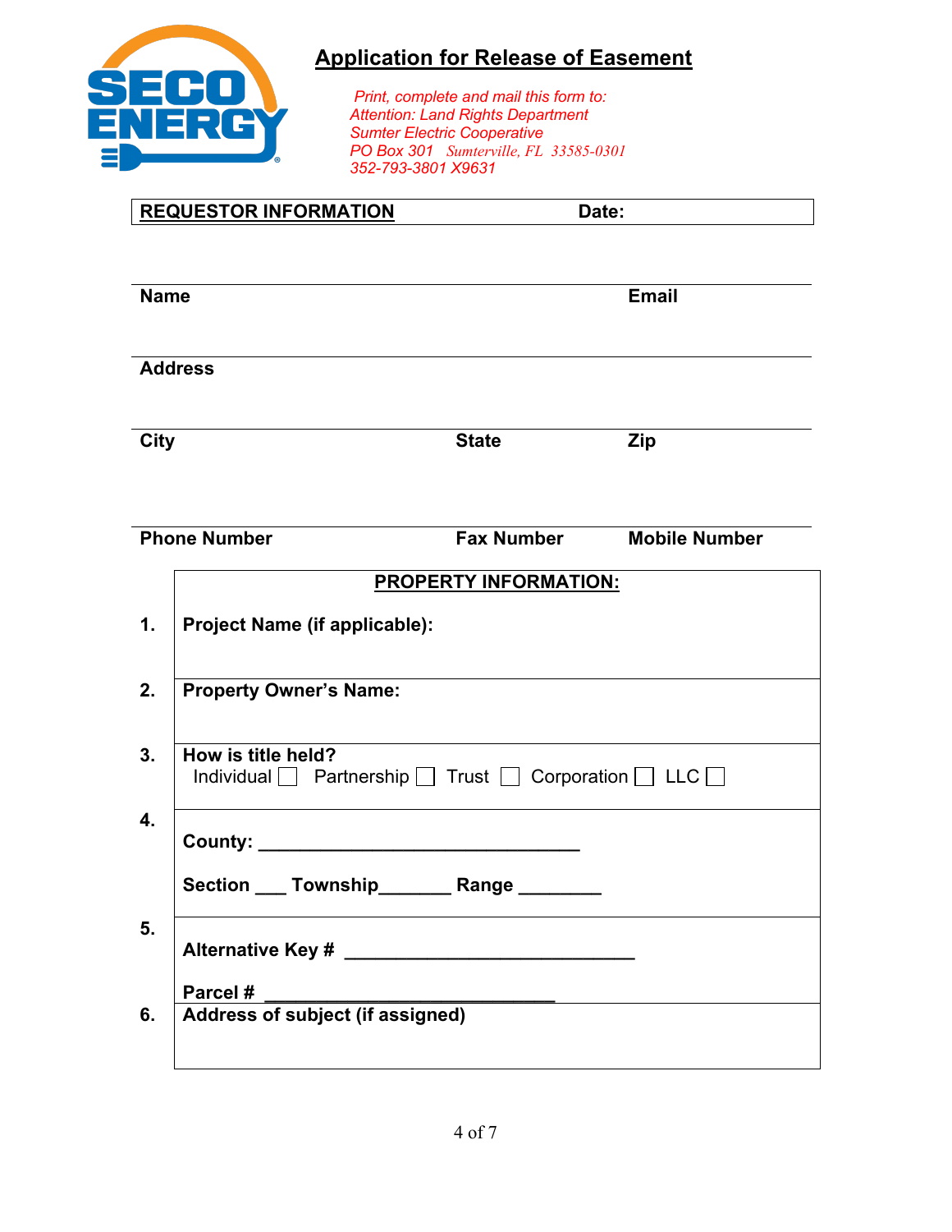# Application for Release of Easement

*Print, complete and mail this form to:*
*Attention: Land Rights Department*
*Sumter Electric Cooperative*
*PO Box 301 Sumterville, FL 33585-0301*
*352-793-3801 X9631*

| **REQUESTOR INFORMATION** | **Date:** | |
|---|---|---|
| **Name** | | **Email** |
| **Address** | | |
| **City** | **State** | **Zip** |
| **Phone Number** | **Fax Number** | **Mobile Number** |

## PROPERTY INFORMATION:

1. **Project Name (if applicable):**

2. **Property Owner's Name:**

3. **How is title held?**
   Individual ☐ Partnership ☐ Trust ☐ Corporation ☐ LLC ☐

4. **County:** ______________________________

   **Section** ___ **Township**_______ **Range** ________

5. **Alternative Key #** ___________________________

   **Parcel #** ___________________________

6. **Address of subject (if assigned)**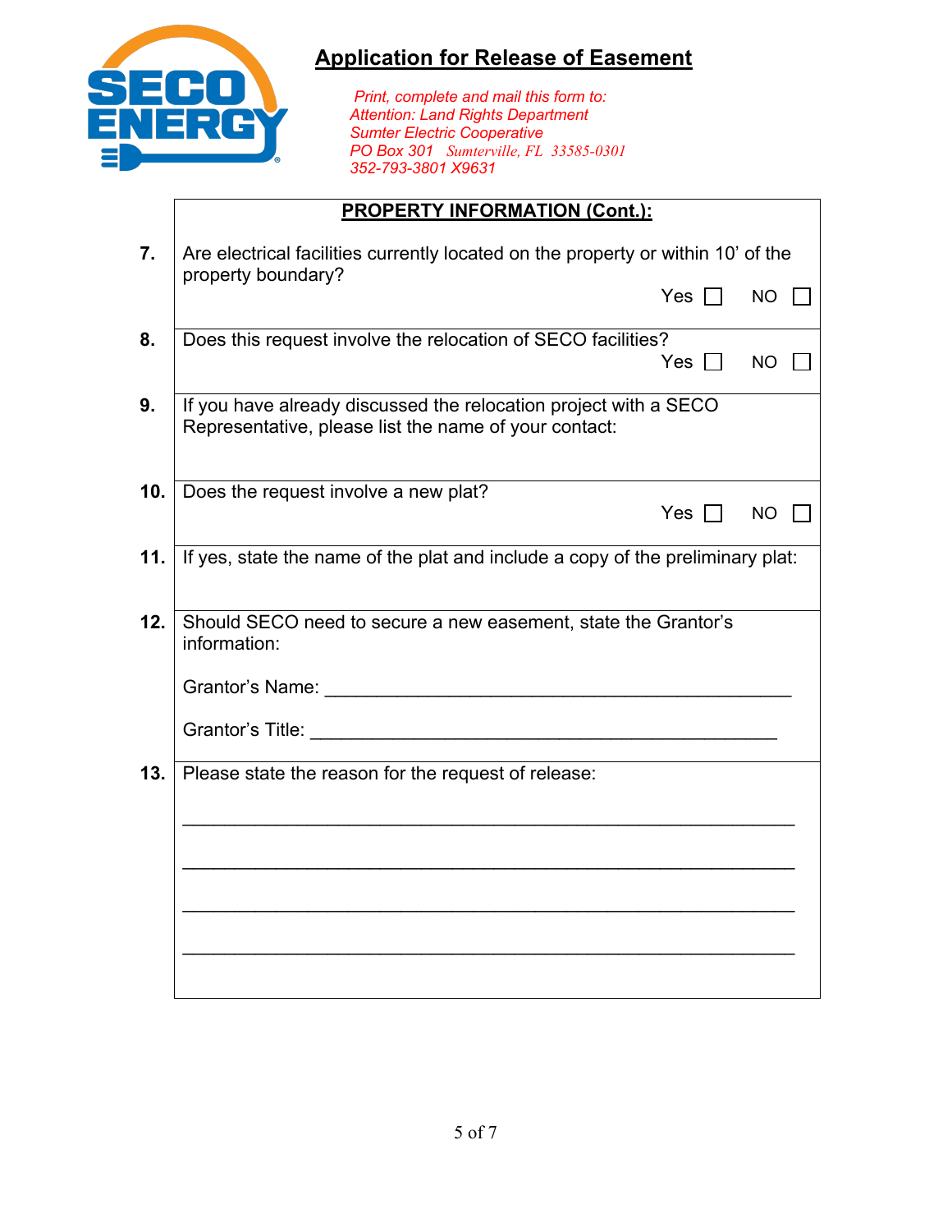# Application for Release of Easement

*Print, complete and mail this form to:*
*Attention: Land Rights Department*
*Sumter Electric Cooperative*
*PO Box 301 Sumterville, FL 33585-0301*
*352-793-3801 X9631*

## PROPERTY INFORMATION (Cont.):

**7.** Are electrical facilities currently located on the property or within 10' of the property boundary?

Yes ☐ NO ☐

**8.** Does this request involve the relocation of SECO facilities?

Yes ☐ NO ☐

**9.** If you have already discussed the relocation project with a SECO Representative, please list the name of your contact:

**10.** Does the request involve a new plat?

Yes ☐ NO ☐

**11.** If yes, state the name of the plat and include a copy of the preliminary plat:

**12.** Should SECO need to secure a new easement, state the Grantor's information:

Grantor's Name: ______________________________________________

Grantor's Title: ______________________________________________

**13.** Please state the reason for the request of release:

_____________________________________________________________

_____________________________________________________________

_____________________________________________________________

_____________________________________________________________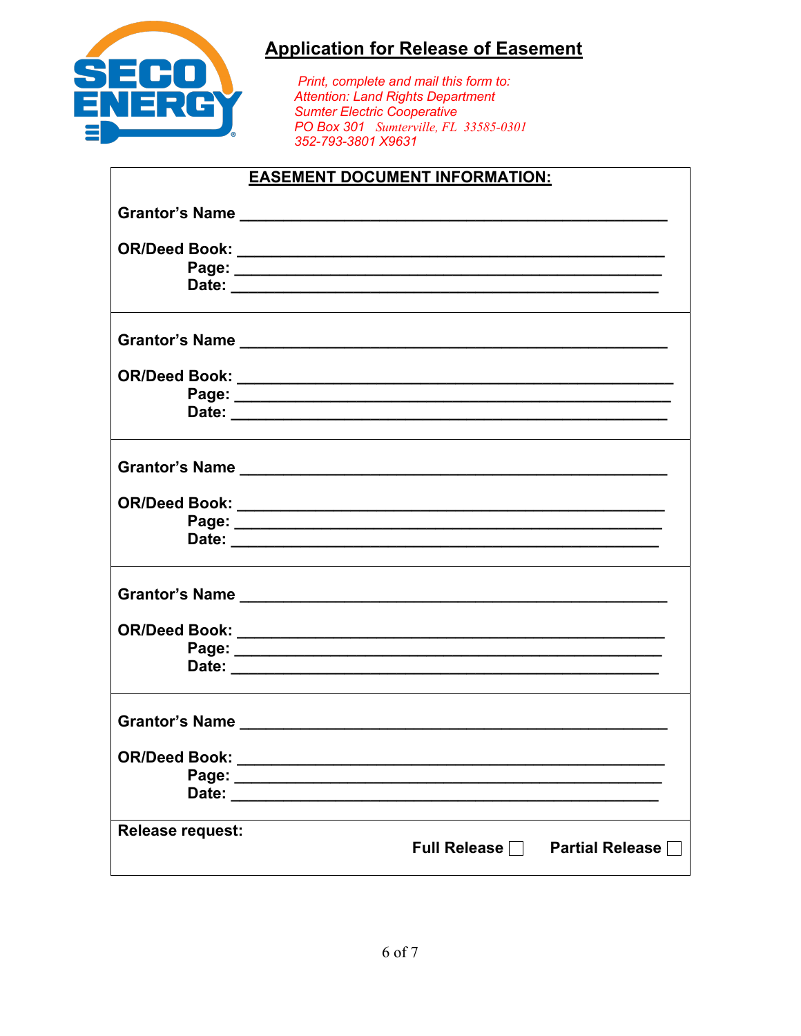SECO ENERGY

# Application for Release of Easement

*Print, complete and mail this form to:*
*Attention: Land Rights Department*
*Sumter Electric Cooperative*
*PO Box 301 Sumterville, FL 33585-0301*
*352-793-3801 X9631*

## EASEMENT DOCUMENT INFORMATION:

**Grantor's Name** ______________________________________________

**OR/Deed Book:** ______________________________________________
**Page:** ______________________________________________
**Date:** ______________________________________________

---

**Grantor's Name** ______________________________________________

**OR/Deed Book:** ______________________________________________
**Page:** ______________________________________________
**Date:** ______________________________________________

---

**Grantor's Name** ______________________________________________

**OR/Deed Book:** ______________________________________________
**Page:** ______________________________________________
**Date:** ______________________________________________

---

**Grantor's Name** ______________________________________________

**OR/Deed Book:** ______________________________________________
**Page:** ______________________________________________
**Date:** ______________________________________________

---

**Grantor's Name** ______________________________________________

**OR/Deed Book:** ______________________________________________
**Page:** ______________________________________________
**Date:** ______________________________________________

---

**Release request:**

**Full Release** ☐ **Partial Release** ☐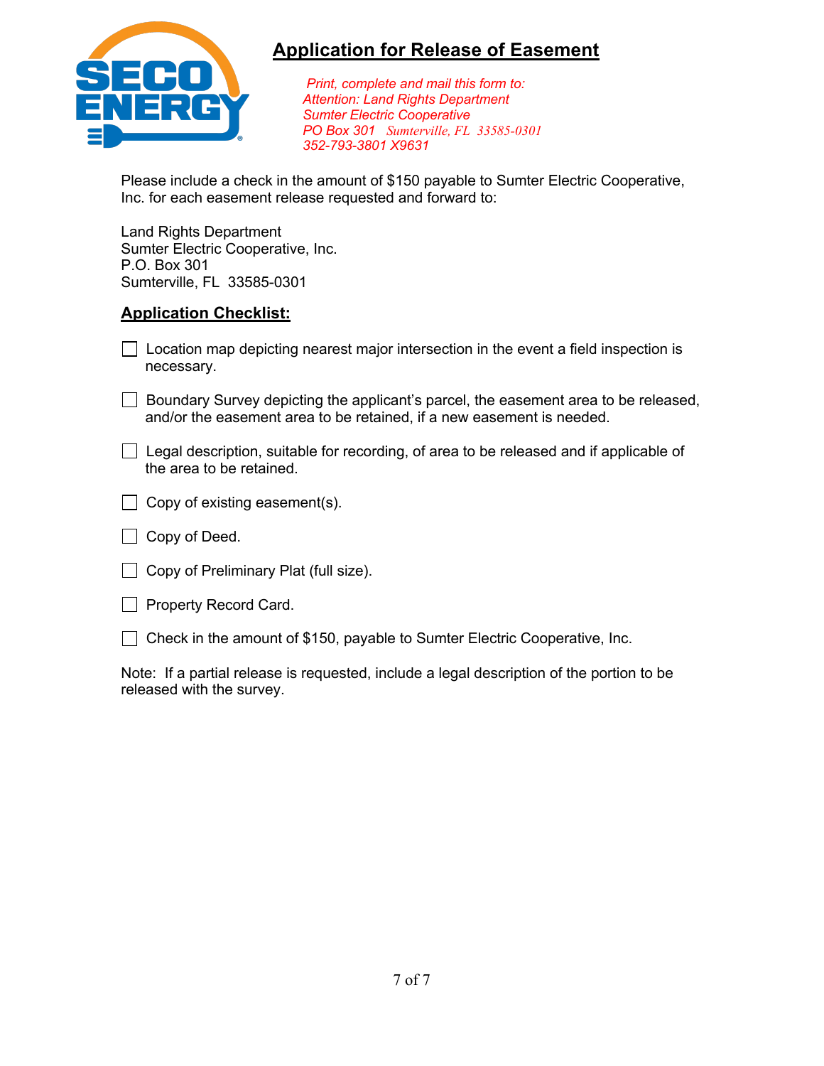# Application for Release of Easement

*Print, complete and mail this form to:*
*Attention: Land Rights Department*
*Sumter Electric Cooperative*
*PO Box 301 Sumterville, FL 33585-0301*
*352-793-3801 X9631*

Please include a check in the amount of $150 payable to Sumter Electric Cooperative, Inc. for each easement release requested and forward to:

Land Rights Department
Sumter Electric Cooperative, Inc.
P.O. Box 301
Sumterville, FL 33585-0301

## Application Checklist:

- [ ] Location map depicting nearest major intersection in the event a field inspection is necessary.
- [ ] Boundary Survey depicting the applicant's parcel, the easement area to be released, and/or the easement area to be retained, if a new easement is needed.
- [ ] Legal description, suitable for recording, of area to be released and if applicable of the area to be retained.
- [ ] Copy of existing easement(s).
- [ ] Copy of Deed.
- [ ] Copy of Preliminary Plat (full size).
- [ ] Property Record Card.
- [ ] Check in the amount of $150, payable to Sumter Electric Cooperative, Inc.

Note: If a partial release is requested, include a legal description of the portion to be released with the survey.